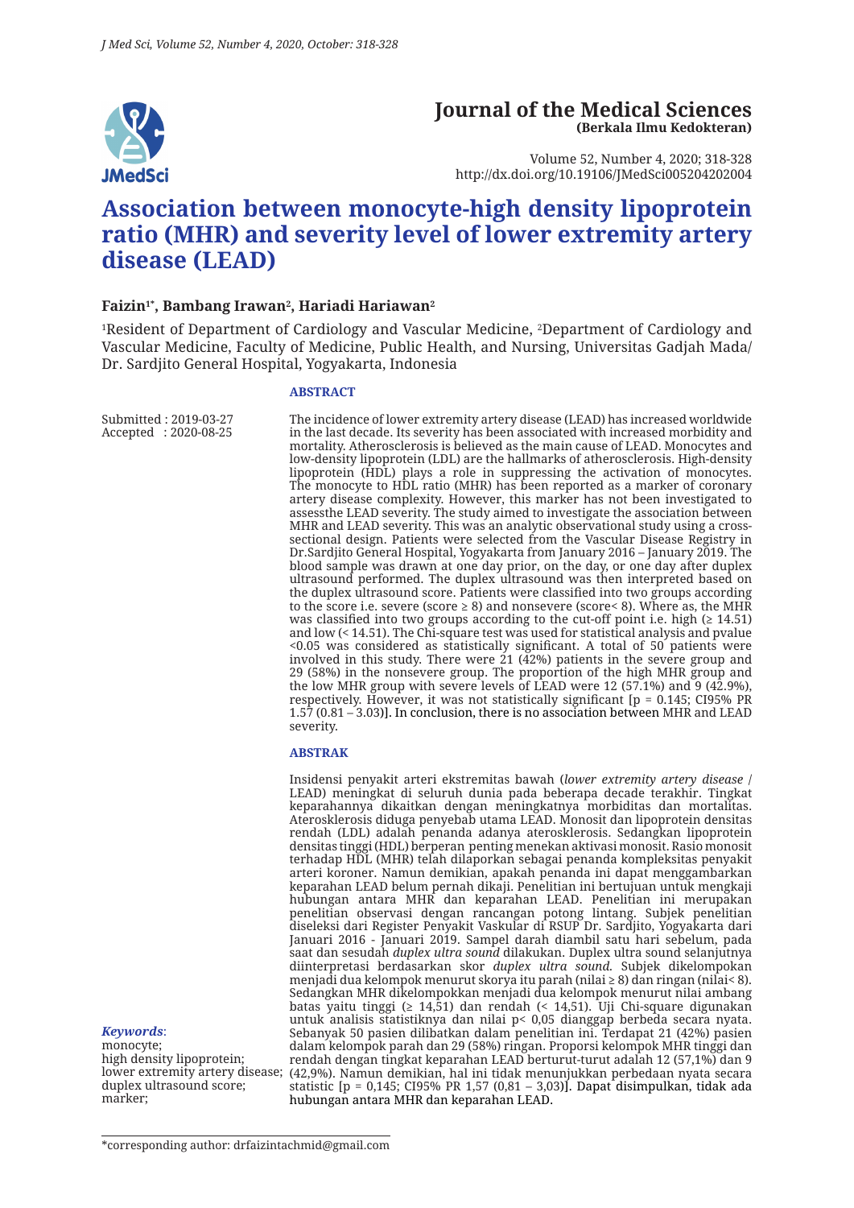# Journal of the Medical Sciences
**(Berkala Ilmu Kedokteran)**

Volume 52, Number 4, 2020; 318-328
http://dx.doi.org/10.19106/JMedSci005204202004

# Association between monocyte-high density lipoprotein ratio (MHR) and severity level of lower extremity artery disease (LEAD)

**Faizin[1*], Bambang Irawan[2], Hariadi Hariawan[2]**

[1]Resident of Department of Cardiology and Vascular Medicine, [2]Department of Cardiology and Vascular Medicine, Faculty of Medicine, Public Health, and Nursing, Universitas Gadjah Mada/ Dr. Sardjito General Hospital, Yogyakarta, Indonesia

Submitted : 2019-03-27
Accepted : 2020-08-25

## ABSTRACT

The incidence of lower extremity artery disease (LEAD) has increased worldwide in the last decade. Its severity has been associated with increased morbidity and mortality. Atherosclerosis is believed as the main cause of LEAD. Monocytes and low-density lipoprotein (LDL) are the hallmarks of atherosclerosis. High-density lipoprotein (HDL) plays a role in suppressing the activation of monocytes. The monocyte to HDL ratio (MHR) has been reported as a marker of coronary artery disease complexity. However, this marker has not been investigated to assessthe LEAD severity. The study aimed to investigate the association between MHR and LEAD severity. This was an analytic observational study using a cross-sectional design. Patients were selected from the Vascular Disease Registry in Dr.Sardjito General Hospital, Yogyakarta from January 2016 – January 2019. The blood sample was drawn at one day prior, on the day, or one day after duplex ultrasound performed. The duplex ultrasound was then interpreted based on the duplex ultrasound score. Patients were classified into two groups according to the score i.e. severe (score ≥ 8) and nonsevere (score< 8). Where as, the MHR was classified into two groups according to the cut-off point i.e. high (≥ 14.51) and low (< 14.51). The Chi-square test was used for statistical analysis and pvalue <0.05 was considered as statistically significant. A total of 50 patients were involved in this study. There were 21 (42%) patients in the severe group and 29 (58%) in the nonsevere group. The proportion of the high MHR group and the low MHR group with severe levels of LEAD were 12 (57.1%) and 9 (42.9%), respectively. However, it was not statistically significant [p = 0.145; CI95% PR 1.57 (0.81 – 3.03)]. In conclusion, there is no association between MHR and LEAD severity.

## ABSTRAK

Insidensi penyakit arteri ekstremitas bawah (*lower extremity artery disease* / LEAD) meningkat di seluruh dunia pada beberapa decade terakhir. Tingkat keparahannya dikaitkan dengan meningkatnya morbiditas dan mortalitas. Aterosklerosis diduga penyebab utama LEAD. Monosit dan lipoprotein densitas rendah (LDL) adalah penanda adanya aterosklerosis. Sedangkan lipoprotein densitas tinggi (HDL) berperan penting menekan aktivasi monosit. Rasio monosit terhadap HDL (MHR) telah dilaporkan sebagai penanda kompleksitas penyakit arteri koroner. Namun demikian, apakah penanda ini dapat menggambarkan keparahan LEAD belum pernah dikaji. Penelitian ini bertujuan untuk mengkaji hubungan antara MHR dan keparahan LEAD. Penelitian ini merupakan penelitian observasi dengan rancangan potong lintang. Subjek penelitian diseleksi dari Register Penyakit Vaskular di RSUP Dr. Sardjito, Yogyakarta dari Januari 2016 - Januari 2019. Sampel darah diambil satu hari sebelum, pada saat dan sesudah *duplex ultra sound* dilakukan. Duplex ultra sound selanjutnya diinterpretasi berdasarkan skor *duplex ultra sound.* Subjek dikelompokan menjadi dua kelompok menurut skorya itu parah (nilai ≥ 8) dan ringan (nilai< 8). Sedangkan MHR dikelompokkan menjadi dua kelompok menurut nilai ambang batas yaitu tinggi (≥ 14,51) dan rendah (< 14,51). Uji Chi-square digunakan untuk analisis statistiknya dan nilai p< 0,05 dianggap berbeda secara nyata. Sebanyak 50 pasien dilibatkan dalam penelitian ini. Terdapat 21 (42%) pasien dalam kelompok parah dan 29 (58%) ringan. Proporsi kelompok MHR tinggi dan rendah dengan tingkat keparahan LEAD berturut-turut adalah 12 (57,1%) dan 9 (42,9%). Namun demikian, hal ini tidak menunjukkan perbedaan nyata secara statistic [p = 0,145; CI95% PR 1,57 (0,81 – 3,03)]. Dapat disimpulkan, tidak ada hubungan antara MHR dan keparahan LEAD.

***Keywords***:
monocyte;
high density lipoprotein;
lower extremity artery disease;
duplex ultrasound score;
marker;

*corresponding author: drfaizintachmid@gmail.com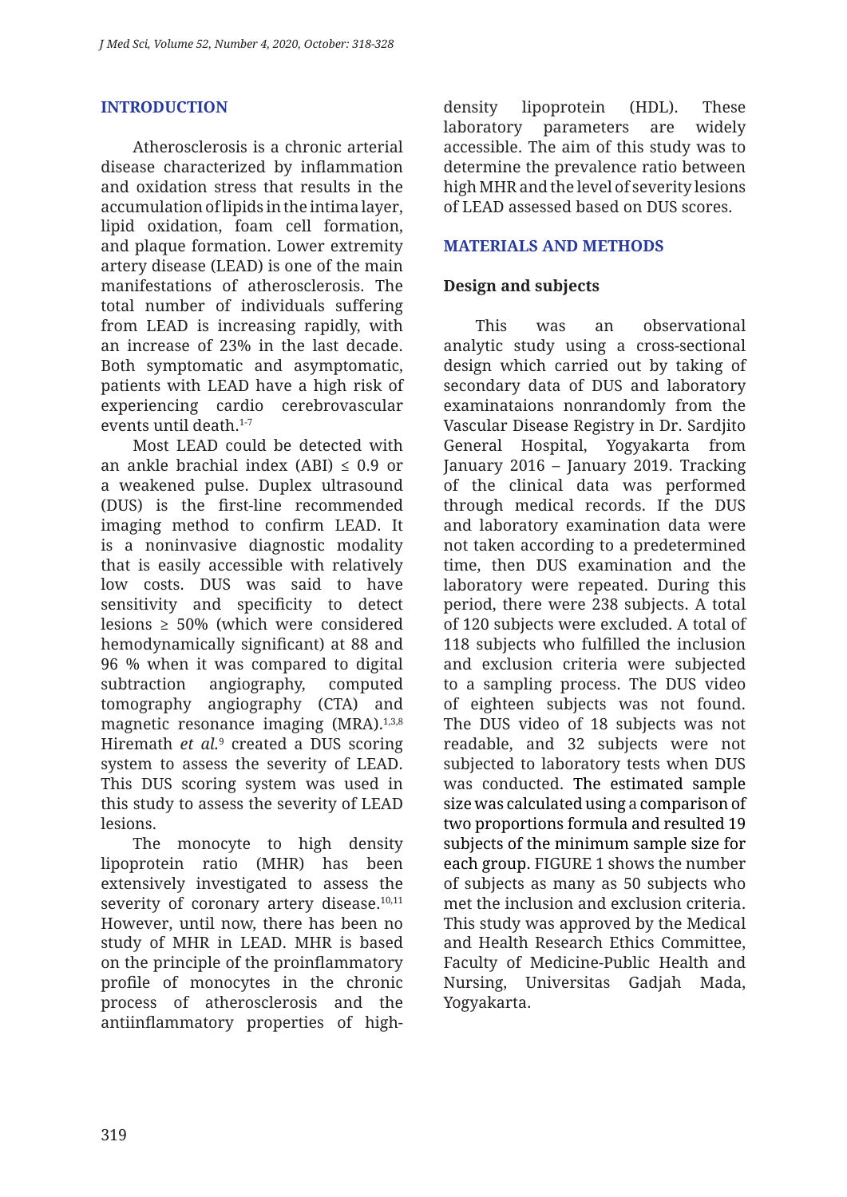## INTRODUCTION

Atherosclerosis is a chronic arterial disease characterized by inflammation and oxidation stress that results in the accumulation of lipids in the intima layer, lipid oxidation, foam cell formation, and plaque formation. Lower extremity artery disease (LEAD) is one of the main manifestations of atherosclerosis. The total number of individuals suffering from LEAD is increasing rapidly, with an increase of 23% in the last decade. Both symptomatic and asymptomatic, patients with LEAD have a high risk of experiencing cardio cerebrovascular events until death.[1-7]

Most LEAD could be detected with an ankle brachial index (ABI) ≤ 0.9 or a weakened pulse. Duplex ultrasound (DUS) is the first-line recommended imaging method to confirm LEAD. It is a noninvasive diagnostic modality that is easily accessible with relatively low costs. DUS was said to have sensitivity and specificity to detect lesions ≥ 50% (which were considered hemodynamically significant) at 88 and 96 % when it was compared to digital subtraction angiography, computed tomography angiography (CTA) and magnetic resonance imaging (MRA).[1,3,8] Hiremath *et al.*[9] created a DUS scoring system to assess the severity of LEAD. This DUS scoring system was used in this study to assess the severity of LEAD lesions.

The monocyte to high density lipoprotein ratio (MHR) has been extensively investigated to assess the severity of coronary artery disease.[10,11] However, until now, there has been no study of MHR in LEAD. MHR is based on the principle of the proinflammatory profile of monocytes in the chronic process of atherosclerosis and the antiinflammatory properties of high-density lipoprotein (HDL). These laboratory parameters are widely accessible. The aim of this study was to determine the prevalence ratio between high MHR and the level of severity lesions of LEAD assessed based on DUS scores.

## MATERIALS AND METHODS

### Design and subjects

This was an observational analytic study using a cross-sectional design which carried out by taking of secondary data of DUS and laboratory examinataions nonrandomly from the Vascular Disease Registry in Dr. Sardjito General Hospital, Yogyakarta from January 2016 – January 2019. Tracking of the clinical data was performed through medical records. If the DUS and laboratory examination data were not taken according to a predetermined time, then DUS examination and the laboratory were repeated. During this period, there were 238 subjects. A total of 120 subjects were excluded. A total of 118 subjects who fulfilled the inclusion and exclusion criteria were subjected to a sampling process. The DUS video of eighteen subjects was not found. The DUS video of 18 subjects was not readable, and 32 subjects were not subjected to laboratory tests when DUS was conducted. The estimated sample size was calculated using a comparison of two proportions formula and resulted 19 subjects of the minimum sample size for each group. FIGURE 1 shows the number of subjects as many as 50 subjects who met the inclusion and exclusion criteria. This study was approved by the Medical and Health Research Ethics Committee, Faculty of Medicine-Public Health and Nursing, Universitas Gadjah Mada, Yogyakarta.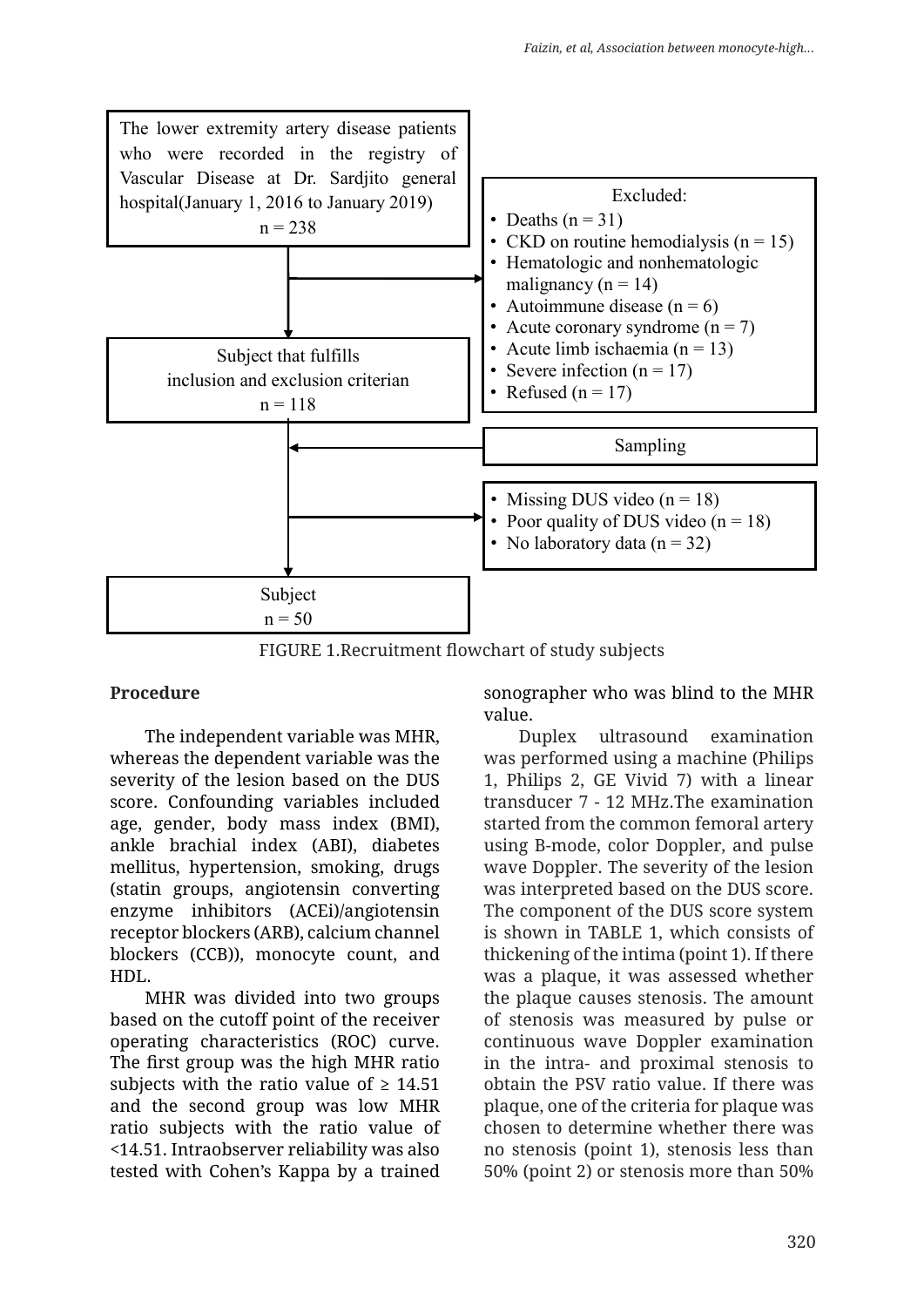The lower extremity artery disease patients who were recorded in the registry of Vascular Disease at Dr. Sardjito general hospital(January 1, 2016 to January 2019)
n = 238

Excluded:
- Deaths (n = 31)
- CKD on routine hemodialysis (n = 15)
- Hematologic and nonhematologic malignancy (n = 14)
- Autoimmune disease (n = 6)
- Acute coronary syndrome (n = 7)
- Acute limb ischaemia (n = 13)
- Severe infection (n = 17)
- Refused (n = 17)

Subject that fulfills inclusion and exclusion criterian
n = 118

Sampling

- Missing DUS video (n = 18)
- Poor quality of DUS video (n = 18)
- No laboratory data (n = 32)

Subject
n = 50

FIGURE 1.Recruitment flowchart of study subjects

**Procedure**

The independent variable was MHR, whereas the dependent variable was the severity of the lesion based on the DUS score. Confounding variables included age, gender, body mass index (BMI), ankle brachial index (ABI), diabetes mellitus, hypertension, smoking, drugs (statin groups, angiotensin converting enzyme inhibitors (ACEi)/angiotensin receptor blockers (ARB), calcium channel blockers (CCB)), monocyte count, and HDL.

MHR was divided into two groups based on the cutoff point of the receiver operating characteristics (ROC) curve. The first group was the high MHR ratio subjects with the ratio value of ≥ 14.51 and the second group was low MHR ratio subjects with the ratio value of <14.51. Intraobserver reliability was also tested with Cohen's Kappa by a trained sonographer who was blind to the MHR value.

Duplex ultrasound examination was performed using a machine (Philips 1, Philips 2, GE Vivid 7) with a linear transducer 7 - 12 MHz.The examination started from the common femoral artery using B-mode, color Doppler, and pulse wave Doppler. The severity of the lesion was interpreted based on the DUS score. The component of the DUS score system is shown in TABLE 1, which consists of thickening of the intima (point 1). If there was a plaque, it was assessed whether the plaque causes stenosis. The amount of stenosis was measured by pulse or continuous wave Doppler examination in the intra- and proximal stenosis to obtain the PSV ratio value. If there was plaque, one of the criteria for plaque was chosen to determine whether there was no stenosis (point 1), stenosis less than 50% (point 2) or stenosis more than 50%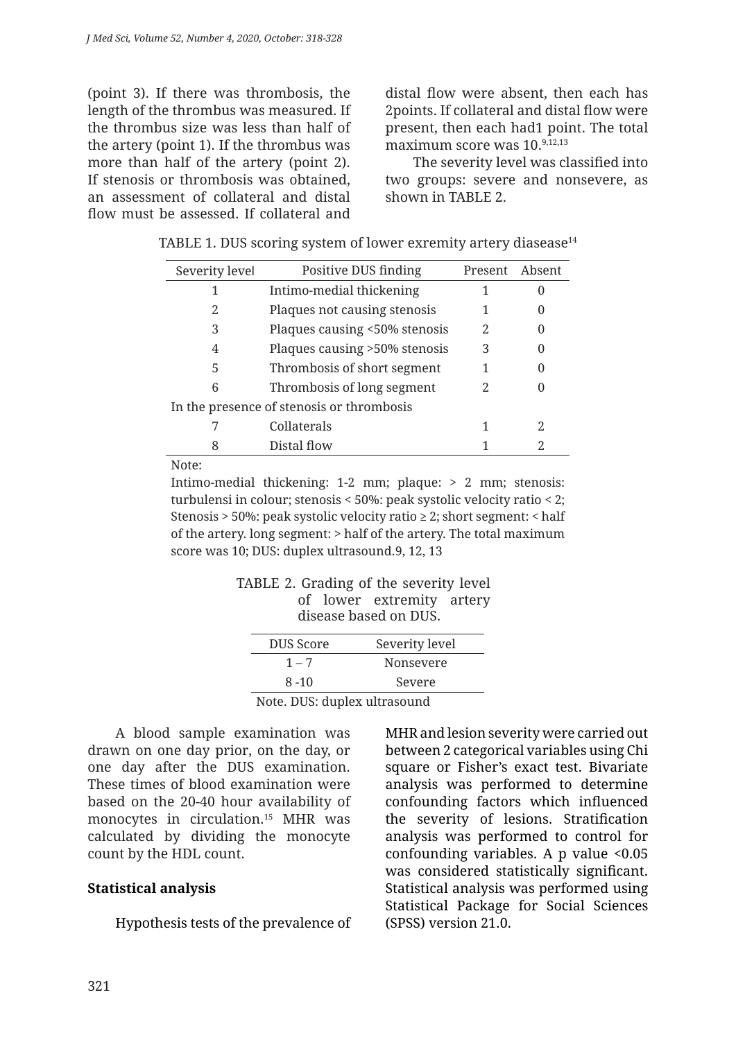(point 3). If there was thrombosis, the length of the thrombus was measured. If the thrombus size was less than half of the artery (point 1). If the thrombus was more than half of the artery (point 2). If stenosis or thrombosis was obtained, an assessment of collateral and distal flow must be assessed. If collateral and distal flow were absent, then each has 2points. If collateral and distal flow were present, then each had1 point. The total maximum score was 10.[9,12,13]

The severity level was classified into two groups: severe and nonsevere, as shown in TABLE 2.

TABLE 1. DUS scoring system of lower exremity artery diasease[14]

| Severity level | Positive DUS finding | Present | Absent |
|---|---|---|---|
| 1 | Intimo-medial thickening | 1 | 0 |
| 2 | Plaques not causing stenosis | 1 | 0 |
| 3 | Plaques causing <50% stenosis | 2 | 0 |
| 4 | Plaques causing >50% stenosis | 3 | 0 |
| 5 | Thrombosis of short segment | 1 | 0 |
| 6 | Thrombosis of long segment | 2 | 0 |
| In the presence of stenosis or thrombosis | | | |
| 7 | Collaterals | 1 | 2 |
| 8 | Distal flow | 1 | 2 |

Note:
Intimo-medial thickening: 1-2 mm; plaque: > 2 mm; stenosis: turbulensi in colour; stenosis < 50%: peak systolic velocity ratio < 2; Stenosis > 50%: peak systolic velocity ratio ≥ 2; short segment: < half of the artery. long segment: > half of the artery. The total maximum score was 10; DUS: duplex ultrasound.9, 12, 13

TABLE 2. Grading of the severity level of lower extremity artery disease based on DUS.

| DUS Score | Severity level |
|---|---|
| 1 – 7 | Nonsevere |
| 8 -10 | Severe |

Note. DUS: duplex ultrasound

A blood sample examination was drawn on one day prior, on the day, or one day after the DUS examination. These times of blood examination were based on the 20-40 hour availability of monocytes in circulation.[15] MHR was calculated by dividing the monocyte count by the HDL count.

**Statistical analysis**

Hypothesis tests of the prevalence of MHR and lesion severity were carried out between 2 categorical variables using Chi square or Fisher's exact test. Bivariate analysis was performed to determine confounding factors which influenced the severity of lesions. Stratification analysis was performed to control for confounding variables. A p value <0.05 was considered statistically significant. Statistical analysis was performed using Statistical Package for Social Sciences (SPSS) version 21.0.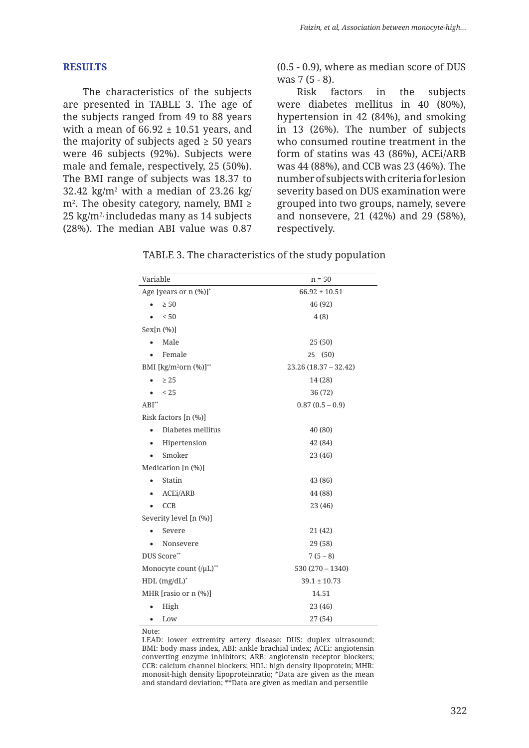## RESULTS

The characteristics of the subjects are presented in TABLE 3. The age of the subjects ranged from 49 to 88 years with a mean of 66.92 ± 10.51 years, and the majority of subjects aged ≥ 50 years were 46 subjects (92%). Subjects were male and female, respectively, 25 (50%). The BMI range of subjects was 18.37 to 32.42 kg/m$^2$ with a median of 23.26 kg/m$^2$. The obesity category, namely, BMI ≥ 25 kg/m$^2$, includedas many as 14 subjects (28%). The median ABI value was 0.87 (0.5 - 0.9), where as median score of DUS was 7 (5 - 8).

Risk factors in the subjects were diabetes mellitus in 40 (80%), hypertension in 42 (84%), and smoking in 13 (26%). The number of subjects who consumed routine treatment in the form of statins was 43 (86%), ACEi/ARB was 44 (88%), and CCB was 23 (46%). The number of subjects with criteria for lesion severity based on DUS examination were grouped into two groups, namely, severe and nonsevere, 21 (42%) and 29 (58%), respectively.

TABLE 3. The characteristics of the study population

| Variable | n = 50 |
|---|---|
| Age [years or n (%)]* | 66.92 ± 10.51 |
| • ≥ 50 | 46 (92) |
| • < 50 | 4 (8) |
| Sex[n (%)] | |
| • Male | 25 (50) |
| • Female | 25 (50) |
| BMI [kg/m$^2$orn (%)]** | 23.26 (18.37 – 32.42) |
| • ≥ 25 | 14 (28) |
| • < 25 | 36 (72) |
| ABI** | 0.87 (0.5 – 0.9) |
| Risk factors [n (%)] | |
| • Diabetes mellitus | 40 (80) |
| • Hipertension | 42 (84) |
| • Smoker | 23 (46) |
| Medication [n (%)] | |
| • Statin | 43 (86) |
| • ACEi/ARB | 44 (88) |
| • CCB | 23 (46) |
| Severity level [n (%)] | |
| • Severe | 21 (42) |
| • Nonsevere | 29 (58) |
| DUS Score** | 7 (5 – 8) |
| Monocyte count (/µL)** | 530 (270 – 1340) |
| HDL (mg/dL)* | 39.1 ± 10.73 |
| MHR [rasio or n (%)] | 14.51 |
| • High | 23 (46) |
| • Low | 27 (54) |

Note:
LEAD: lower extremity artery disease; DUS: duplex ultrasound; BMI: body mass index, ABI: ankle brachial index; ACEi: angiotensin converting enzyme inhibitors; ARB: angiotensin receptor blockers; CCB: calcium channel blockers; HDL: high density lipoprotein; MHR: monosit-high density lipoproteinratio; *Data are given as the mean and standard deviation; **Data are given as median and persentile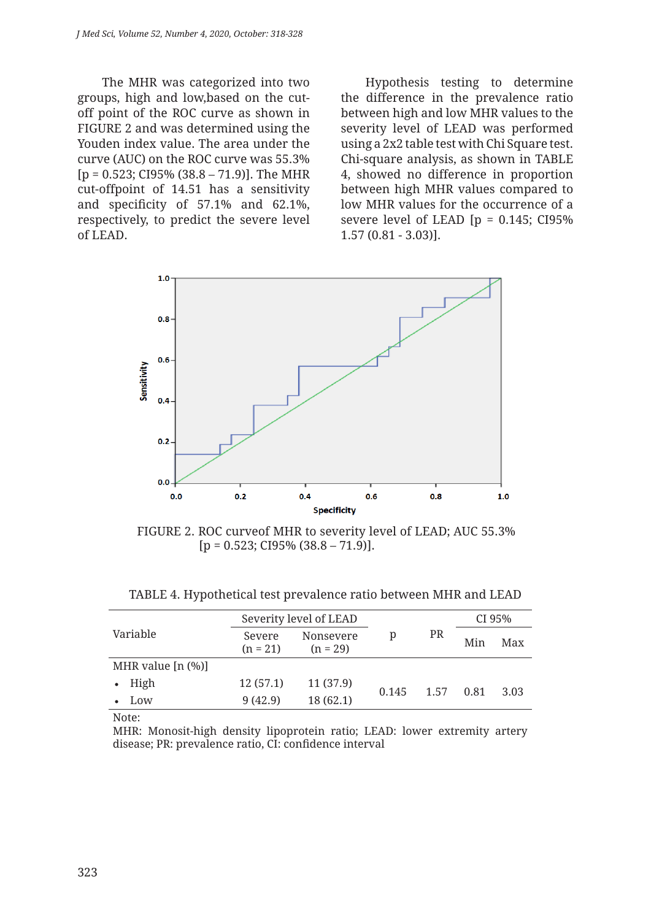The MHR was categorized into two groups, high and low,based on the cut-off point of the ROC curve as shown in FIGURE 2 and was determined using the Youden index value. The area under the curve (AUC) on the ROC curve was 55.3% [p = 0.523; CI95% (38.8 – 71.9)]. The MHR cut-offpoint of 14.51 has a sensitivity and specificity of 57.1% and 62.1%, respectively, to predict the severe level of LEAD.

Hypothesis testing to determine the difference in the prevalence ratio between high and low MHR values to the severity level of LEAD was performed using a 2x2 table test with Chi Square test. Chi-square analysis, as shown in TABLE 4, showed no difference in proportion between high MHR values compared to low MHR values for the occurrence of a severe level of LEAD [p = 0.145; CI95% 1.57 (0.81 - 3.03)].

1.0
0.8
0.6
0.4
0.2
0.0
Sensitivity
0.0
0.2
0.4
0.6
0.8
1.0
Specificity

FIGURE 2. ROC curveof MHR to severity level of LEAD; AUC 55.3% [p = 0.523; CI95% (38.8 – 71.9)].

TABLE 4. Hypothetical test prevalence ratio between MHR and LEAD

| Variable | Severity level of LEAD | | p | PR | CI 95% | |
|---|---|---|---|---|---|---|
| | Severe (n = 21) | Nonsevere (n = 29) | | | Min | Max |
| MHR value [n (%)] | | | | | | |
| • High | 12 (57.1) | 11 (37.9) | 0.145 | 1.57 | 0.81 | 3.03 |
| • Low | 9 (42.9) | 18 (62.1) | | | | |

Note:
MHR: Monosit-high density lipoprotein ratio; LEAD: lower extremity artery disease; PR: prevalence ratio, CI: confidence interval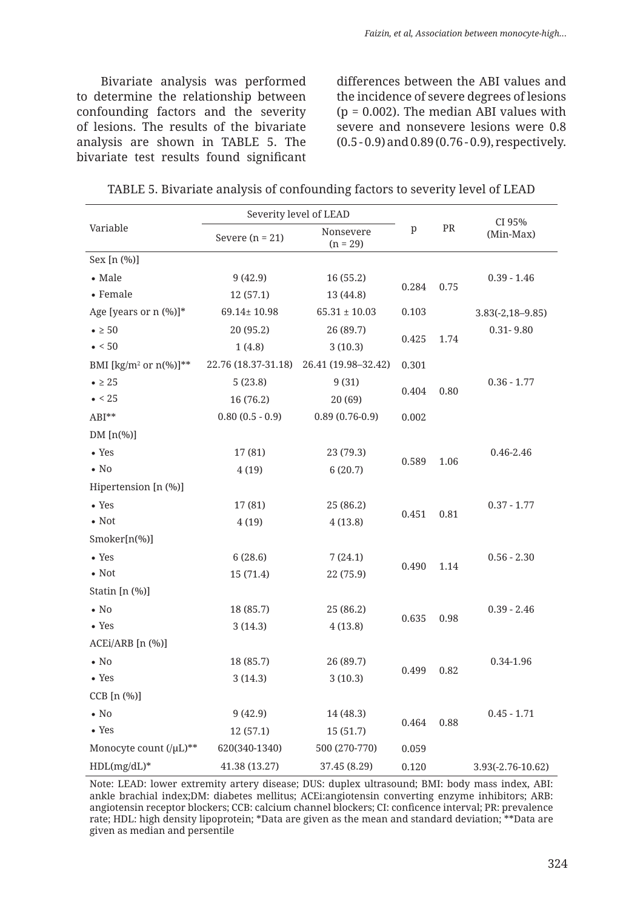Bivariate analysis was performed to determine the relationship between confounding factors and the severity of lesions. The results of the bivariate analysis are shown in TABLE 5. The bivariate test results found significant differences between the ABI values and the incidence of severe degrees of lesions (p = 0.002). The median ABI values with severe and nonsevere lesions were 0.8 (0.5 - 0.9) and 0.89 (0.76 - 0.9), respectively.

TABLE 5. Bivariate analysis of confounding factors to severity level of LEAD

| Variable | Severity level of LEAD | | p | PR | CI 95% (Min-Max) |
|---|---|---|---|---|---|
| | Severe (n = 21) | Nonsevere (n = 29) | | | |
| Sex [n (%)] | | | | | |
| • Male | 9 (42.9) | 16 (55.2) | 0.284 | 0.75 | 0.39 - 1.46 |
| • Female | 12 (57.1) | 13 (44.8) | | | |
| Age [years or n (%)]* | 69.14± 10.98 | 65.31 ± 10.03 | 0.103 | | 3.83(-2,18–9.85) |
| • ≥ 50 | 20 (95.2) | 26 (89.7) | 0.425 | 1.74 | 0.31- 9.80 |
| • < 50 | 1 (4.8) | 3 (10.3) | | | |
| BMI [kg/m$^2$ or n(%)]** | 22.76 (18.37-31.18) | 26.41 (19.98–32.42) | 0.301 | | |
| • ≥ 25 | 5 (23.8) | 9 (31) | 0.404 | 0.80 | 0.36 - 1.77 |
| • < 25 | 16 (76.2) | 20 (69) | | | |
| ABI** | 0.80 (0.5 - 0.9) | 0.89 (0.76-0.9) | 0.002 | | |
| DM [n(%)] | | | | | |
| • Yes | 17 (81) | 23 (79.3) | 0.589 | 1.06 | 0.46-2.46 |
| • No | 4 (19) | 6 (20.7) | | | |
| Hipertension [n (%)] | | | | | |
| • Yes | 17 (81) | 25 (86.2) | 0.451 | 0.81 | 0.37 - 1.77 |
| • Not | 4 (19) | 4 (13.8) | | | |
| Smoker[n(%)] | | | | | |
| • Yes | 6 (28.6) | 7 (24.1) | 0.490 | 1.14 | 0.56 - 2.30 |
| • Not | 15 (71.4) | 22 (75.9) | | | |
| Statin [n (%)] | | | | | |
| • No | 18 (85.7) | 25 (86.2) | 0.635 | 0.98 | 0.39 - 2.46 |
| • Yes | 3 (14.3) | 4 (13.8) | | | |
| ACEi/ARB [n (%)] | | | | | |
| • No | 18 (85.7) | 26 (89.7) | 0.499 | 0.82 | 0.34-1.96 |
| • Yes | 3 (14.3) | 3 (10.3) | | | |
| CCB [n (%)] | | | | | |
| • No | 9 (42.9) | 14 (48.3) | 0.464 | 0.88 | 0.45 - 1.71 |
| • Yes | 12 (57.1) | 15 (51.7) | | | |
| Monocyte count (/μL)** | 620(340-1340) | 500 (270-770) | 0.059 | | |
| HDL(mg/dL)* | 41.38 (13.27) | 37.45 (8.29) | 0.120 | | 3.93(-2.76-10.62) |

Note: LEAD: lower extremity artery disease; DUS: duplex ultrasound; BMI: body mass index, ABI: ankle brachial index;DM: diabetes mellitus; ACEi:angiotensin converting enzyme inhibitors; ARB: angiotensin receptor blockers; CCB: calcium channel blockers; CI: conficence interval; PR: prevalence rate; HDL: high density lipoprotein; *Data are given as the mean and standard deviation; **Data are given as median and persentile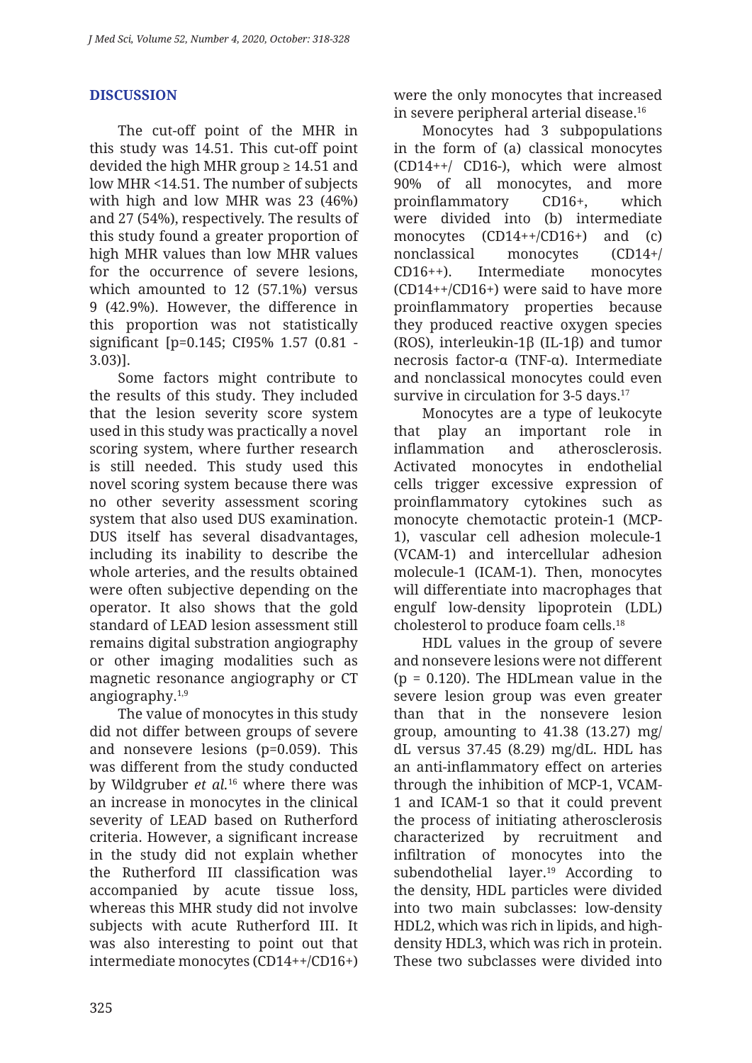## DISCUSSION

The cut-off point of the MHR in this study was 14.51. This cut-off point devided the high MHR group ≥ 14.51 and low MHR <14.51. The number of subjects with high and low MHR was 23 (46%) and 27 (54%), respectively. The results of this study found a greater proportion of high MHR values than low MHR values for the occurrence of severe lesions, which amounted to 12 (57.1%) versus 9 (42.9%). However, the difference in this proportion was not statistically significant [p=0.145; CI95% 1.57 (0.81 - 3.03)].

Some factors might contribute to the results of this study. They included that the lesion severity score system used in this study was practically a novel scoring system, where further research is still needed. This study used this novel scoring system because there was no other severity assessment scoring system that also used DUS examination. DUS itself has several disadvantages, including its inability to describe the whole arteries, and the results obtained were often subjective depending on the operator. It also shows that the gold standard of LEAD lesion assessment still remains digital substration angiography or other imaging modalities such as magnetic resonance angiography or CT angiography.[1,9]

The value of monocytes in this study did not differ between groups of severe and nonsevere lesions (p=0.059). This was different from the study conducted by Wildgruber *et al.*[16] where there was an increase in monocytes in the clinical severity of LEAD based on Rutherford criteria. However, a significant increase in the study did not explain whether the Rutherford III classification was accompanied by acute tissue loss, whereas this MHR study did not involve subjects with acute Rutherford III. It was also interesting to point out that intermediate monocytes (CD14++/CD16+) were the only monocytes that increased in severe peripheral arterial disease.[16]

Monocytes had 3 subpopulations in the form of (a) classical monocytes (CD14++/ CD16-), which were almost 90% of all monocytes, and more proinflammatory CD16+, which were divided into (b) intermediate monocytes (CD14++/CD16+) and (c) nonclassical monocytes (CD14+/ CD16++). Intermediate monocytes (CD14++/CD16+) were said to have more proinflammatory properties because they produced reactive oxygen species (ROS), interleukin-1β (IL-1β) and tumor necrosis factor-α (TNF-α). Intermediate and nonclassical monocytes could even survive in circulation for 3-5 days.[17]

Monocytes are a type of leukocyte that play an important role in inflammation and atherosclerosis. Activated monocytes in endothelial cells trigger excessive expression of proinflammatory cytokines such as monocyte chemotactic protein-1 (MCP-1), vascular cell adhesion molecule-1 (VCAM-1) and intercellular adhesion molecule-1 (ICAM-1). Then, monocytes will differentiate into macrophages that engulf low-density lipoprotein (LDL) cholesterol to produce foam cells.[18]

HDL values in the group of severe and nonsevere lesions were not different (p = 0.120). The HDLmean value in the severe lesion group was even greater than that in the nonsevere lesion group, amounting to 41.38 (13.27) mg/dL versus 37.45 (8.29) mg/dL. HDL has an anti-inflammatory effect on arteries through the inhibition of MCP-1, VCAM-1 and ICAM-1 so that it could prevent the process of initiating atherosclerosis characterized by recruitment and infiltration of monocytes into the subendothelial layer.[19] According to the density, HDL particles were divided into two main subclasses: low-density HDL2, which was rich in lipids, and high-density HDL3, which was rich in protein. These two subclasses were divided into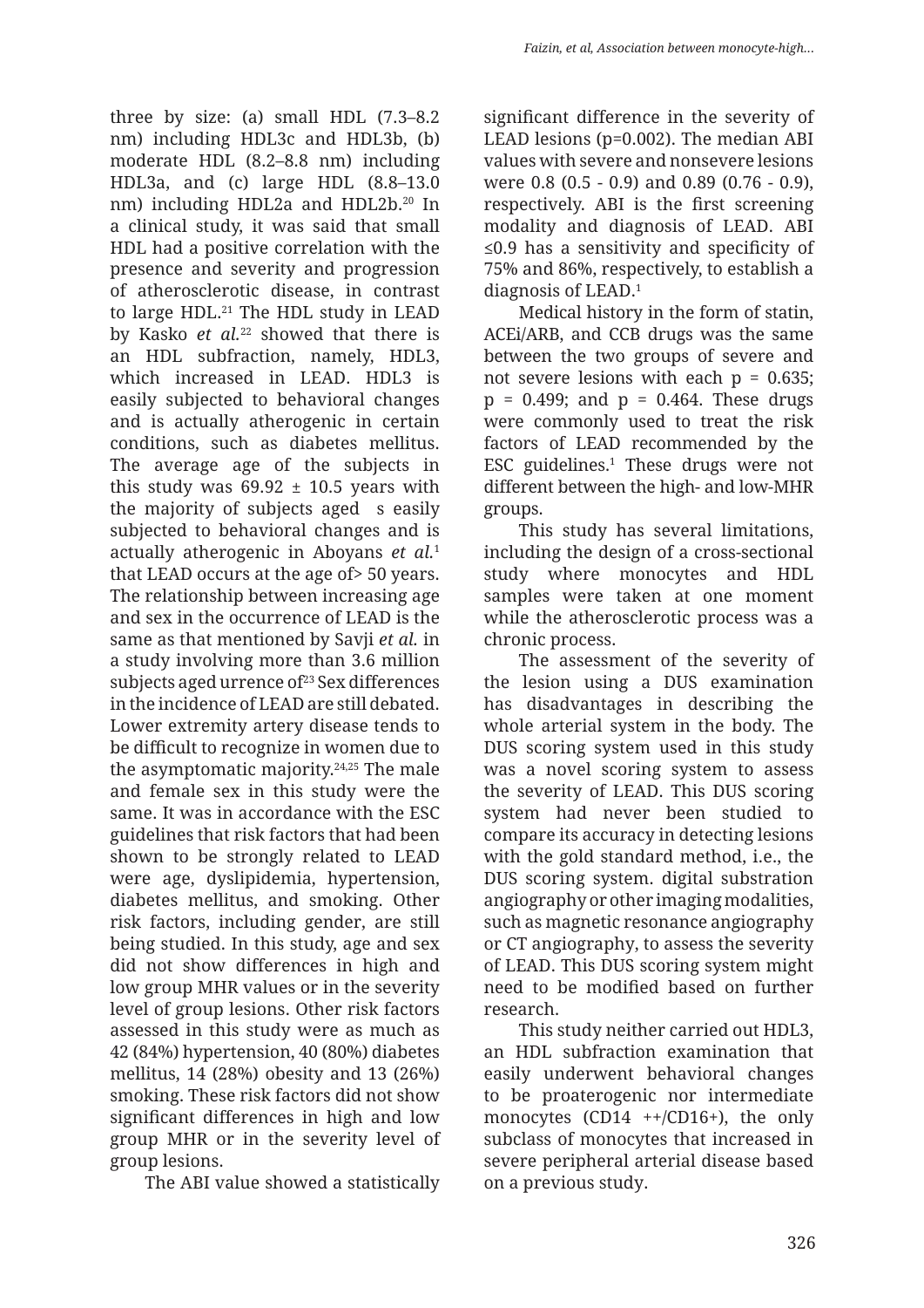three by size: (a) small HDL (7.3–8.2 nm) including HDL3c and HDL3b, (b) moderate HDL (8.2–8.8 nm) including HDL3a, and (c) large HDL (8.8–13.0 nm) including HDL2a and HDL2b.[20] In a clinical study, it was said that small HDL had a positive correlation with the presence and severity and progression of atherosclerotic disease, in contrast to large HDL.[21] The HDL study in LEAD by Kasko *et al.*[22] showed that there is an HDL subfraction, namely, HDL3, which increased in LEAD. HDL3 is easily subjected to behavioral changes and is actually atherogenic in certain conditions, such as diabetes mellitus. The average age of the subjects in this study was 69.92 ± 10.5 years with the majority of subjects aged s easily subjected to behavioral changes and is actually atherogenic in Aboyans *et al.*[1] that LEAD occurs at the age of> 50 years. The relationship between increasing age and sex in the occurrence of LEAD is the same as that mentioned by Savji *et al.* in a study involving more than 3.6 million subjects aged urrence of[23] Sex differences in the incidence of LEAD are still debated. Lower extremity artery disease tends to be difficult to recognize in women due to the asymptomatic majority.[24,25] The male and female sex in this study were the same. It was in accordance with the ESC guidelines that risk factors that had been shown to be strongly related to LEAD were age, dyslipidemia, hypertension, diabetes mellitus, and smoking. Other risk factors, including gender, are still being studied. In this study, age and sex did not show differences in high and low group MHR values or in the severity level of group lesions. Other risk factors assessed in this study were as much as 42 (84%) hypertension, 40 (80%) diabetes mellitus, 14 (28%) obesity and 13 (26%) smoking. These risk factors did not show significant differences in high and low group MHR or in the severity level of group lesions.

The ABI value showed a statistically significant difference in the severity of LEAD lesions (p=0.002). The median ABI values with severe and nonsevere lesions were 0.8 (0.5 - 0.9) and 0.89 (0.76 - 0.9), respectively. ABI is the first screening modality and diagnosis of LEAD. ABI ≤0.9 has a sensitivity and specificity of 75% and 86%, respectively, to establish a diagnosis of LEAD.[1]

Medical history in the form of statin, ACEi/ARB, and CCB drugs was the same between the two groups of severe and not severe lesions with each p = 0.635; p = 0.499; and p = 0.464. These drugs were commonly used to treat the risk factors of LEAD recommended by the ESC guidelines.[1] These drugs were not different between the high- and low-MHR groups.

This study has several limitations, including the design of a cross-sectional study where monocytes and HDL samples were taken at one moment while the atherosclerotic process was a chronic process.

The assessment of the severity of the lesion using a DUS examination has disadvantages in describing the whole arterial system in the body. The DUS scoring system used in this study was a novel scoring system to assess the severity of LEAD. This DUS scoring system had never been studied to compare its accuracy in detecting lesions with the gold standard method, i.e., the DUS scoring system. digital substration angiography or other imaging modalities, such as magnetic resonance angiography or CT angiography, to assess the severity of LEAD. This DUS scoring system might need to be modified based on further research.

This study neither carried out HDL3, an HDL subfraction examination that easily underwent behavioral changes to be proaterogenic nor intermediate monocytes (CD14 ++/CD16+), the only subclass of monocytes that increased in severe peripheral arterial disease based on a previous study.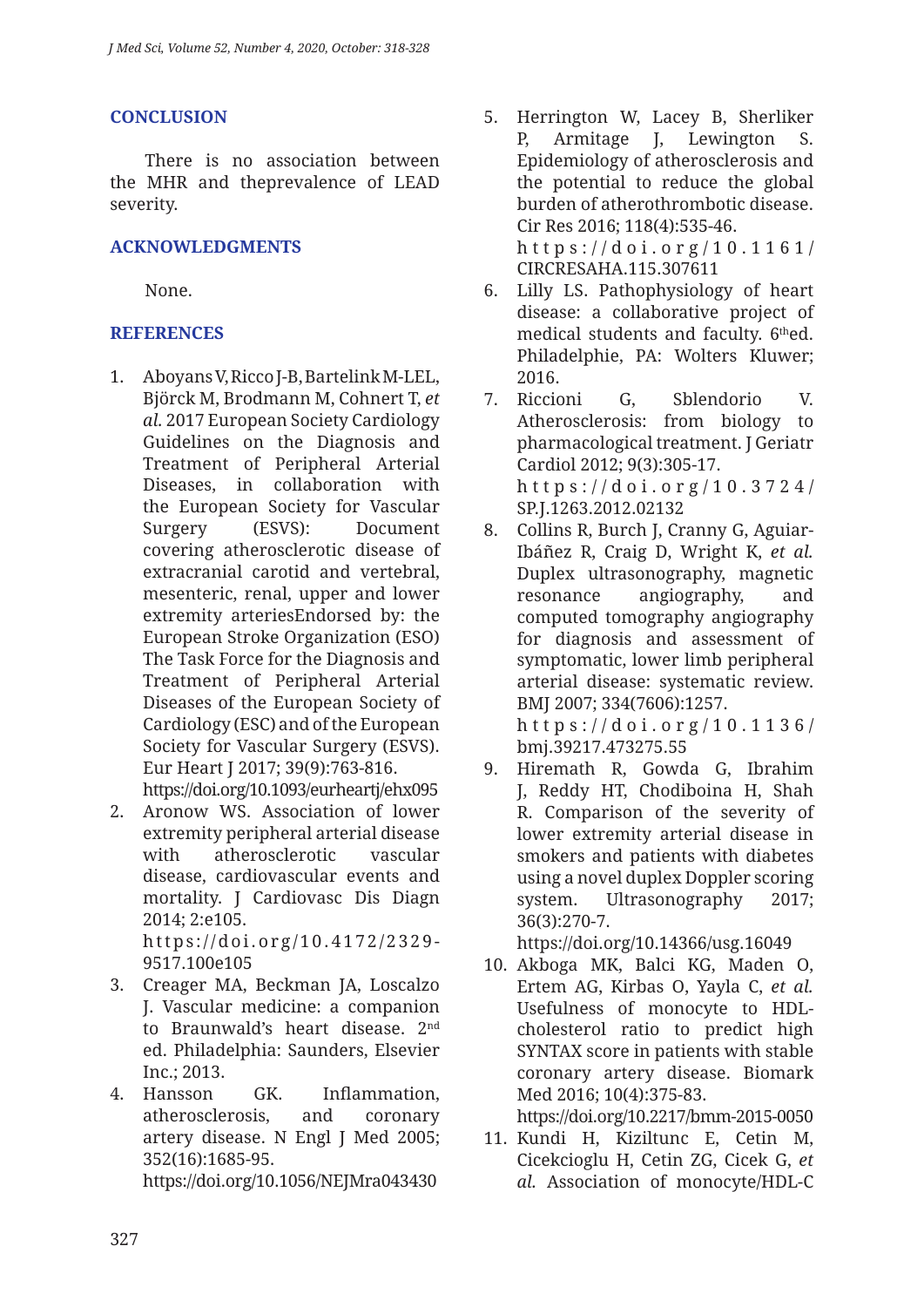## CONCLUSION

There is no association between the MHR and theprevalence of LEAD severity.

## ACKNOWLEDGMENTS

None.

## REFERENCES

1. Aboyans V, Ricco J-B, Bartelink M-LEL, Björck M, Brodmann M, Cohnert T, *et al.* 2017 European Society Cardiology Guidelines on the Diagnosis and Treatment of Peripheral Arterial Diseases, in collaboration with the European Society for Vascular Surgery (ESVS): Document covering atherosclerotic disease of extracranial carotid and vertebral, mesenteric, renal, upper and lower extremity arteriesEndorsed by: the European Stroke Organization (ESO) The Task Force for the Diagnosis and Treatment of Peripheral Arterial Diseases of the European Society of Cardiology (ESC) and of the European Society for Vascular Surgery (ESVS). Eur Heart J 2017; 39(9):763-816. https://doi.org/10.1093/eurheartj/ehx095
2. Aronow WS. Association of lower extremity peripheral arterial disease with atherosclerotic vascular disease, cardiovascular events and mortality. J Cardiovasc Dis Diagn 2014; 2:e105. https://doi.org/10.4172/2329-9517.100e105
3. Creager MA, Beckman JA, Loscalzo J. Vascular medicine: a companion to Braunwald's heart disease. 2nd ed. Philadelphia: Saunders, Elsevier Inc.; 2013.
4. Hansson GK. Inflammation, atherosclerosis, and coronary artery disease. N Engl J Med 2005; 352(16):1685-95. https://doi.org/10.1056/NEJMra043430
5. Herrington W, Lacey B, Sherliker P, Armitage J, Lewington S. Epidemiology of atherosclerosis and the potential to reduce the global burden of atherothrombotic disease. Cir Res 2016; 118(4):535-46. https://doi.org/10.1161/CIRCRESAHA.115.307611
6. Lilly LS. Pathophysiology of heart disease: a collaborative project of medical students and faculty. 6thed. Philadelphie, PA: Wolters Kluwer; 2016.
7. Riccioni G, Sblendorio V. Atherosclerosis: from biology to pharmacological treatment. J Geriatr Cardiol 2012; 9(3):305-17. https://doi.org/10.3724/SP.J.1263.2012.02132
8. Collins R, Burch J, Cranny G, Aguiar-Ibáñez R, Craig D, Wright K, *et al.* Duplex ultrasonography, magnetic resonance angiography, and computed tomography angiography for diagnosis and assessment of symptomatic, lower limb peripheral arterial disease: systematic review. BMJ 2007; 334(7606):1257. https://doi.org/10.1136/bmj.39217.473275.55
9. Hiremath R, Gowda G, Ibrahim J, Reddy HT, Chodiboina H, Shah R. Comparison of the severity of lower extremity arterial disease in smokers and patients with diabetes using a novel duplex Doppler scoring system. Ultrasonography 2017; 36(3):270-7. https://doi.org/10.14366/usg.16049
10. Akboga MK, Balci KG, Maden O, Ertem AG, Kirbas O, Yayla C, *et al.* Usefulness of monocyte to HDL-cholesterol ratio to predict high SYNTAX score in patients with stable coronary artery disease. Biomark Med 2016; 10(4):375-83. https://doi.org/10.2217/bmm-2015-0050
11. Kundi H, Kiziltunc E, Cetin M, Cicekcioglu H, Cetin ZG, Cicek G, *et al.* Association of monocyte/HDL-C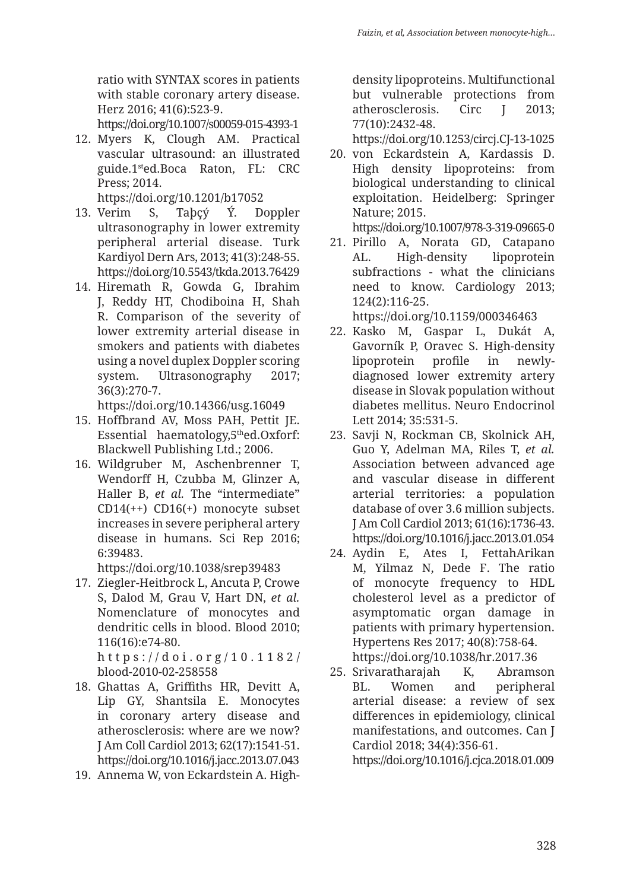ratio with SYNTAX scores in patients with stable coronary artery disease. Herz 2016; 41(6):523-9. https://doi.org/10.1007/s00059-015-4393-1

12. Myers K, Clough AM. Practical vascular ultrasound: an illustrated guide.1sted.Boca Raton, FL: CRC Press; 2014. https://doi.org/10.1201/b17052
13. Verim S, Taþçý Ý. Doppler ultrasonography in lower extremity peripheral arterial disease. Turk Kardiyol Dern Ars, 2013; 41(3):248-55. https://doi.org/10.5543/tkda.2013.76429
14. Hiremath R, Gowda G, Ibrahim J, Reddy HT, Chodiboina H, Shah R. Comparison of the severity of lower extremity arterial disease in smokers and patients with diabetes using a novel duplex Doppler scoring system. Ultrasonography 2017; 36(3):270-7. https://doi.org/10.14366/usg.16049
15. Hoffbrand AV, Moss PAH, Pettit JE. Essential haematology,5thed.Oxforf: Blackwell Publishing Ltd.; 2006.
16. Wildgruber M, Aschenbrenner T, Wendorff H, Czubba M, Glinzer A, Haller B, *et al.* The "intermediate" CD14(++) CD16(+) monocyte subset increases in severe peripheral artery disease in humans. Sci Rep 2016; 6:39483. https://doi.org/10.1038/srep39483
17. Ziegler-Heitbrock L, Ancuta P, Crowe S, Dalod M, Grau V, Hart DN, *et al.* Nomenclature of monocytes and dendritic cells in blood. Blood 2010; 116(16):e74-80. https://doi.org/10.1182/blood-2010-02-258558
18. Ghattas A, Griffiths HR, Devitt A, Lip GY, Shantsila E. Monocytes in coronary artery disease and atherosclerosis: where are we now? J Am Coll Cardiol 2013; 62(17):1541-51. https://doi.org/10.1016/j.jacc.2013.07.043
19. Annema W, von Eckardstein A. High-density lipoproteins. Multifunctional but vulnerable protections from atherosclerosis. Circ J 2013; 77(10):2432-48. https://doi.org/10.1253/circj.CJ-13-1025
20. von Eckardstein A, Kardassis D. High density lipoproteins: from biological understanding to clinical exploitation. Heidelberg: Springer Nature; 2015. https://doi.org/10.1007/978-3-319-09665-0
21. Pirillo A, Norata GD, Catapano AL. High-density lipoprotein subfractions - what the clinicians need to know. Cardiology 2013; 124(2):116-25. https://doi.org/10.1159/000346463
22. Kasko M, Gaspar L, Dukát A, Gavorník P, Oravec S. High-density lipoprotein profile in newly-diagnosed lower extremity artery disease in Slovak population without diabetes mellitus. Neuro Endocrinol Lett 2014; 35:531-5.
23. Savji N, Rockman CB, Skolnick AH, Guo Y, Adelman MA, Riles T, *et al.* Association between advanced age and vascular disease in different arterial territories: a population database of over 3.6 million subjects. J Am Coll Cardiol 2013; 61(16):1736-43. https://doi.org/10.1016/j.jacc.2013.01.054
24. Aydin E, Ates I, FettahArikan M, Yilmaz N, Dede F. The ratio of monocyte frequency to HDL cholesterol level as a predictor of asymptomatic organ damage in patients with primary hypertension. Hypertens Res 2017; 40(8):758-64. https://doi.org/10.1038/hr.2017.36
25. Srivaratharajah K, Abramson BL. Women and peripheral arterial disease: a review of sex differences in epidemiology, clinical manifestations, and outcomes. Can J Cardiol 2018; 34(4):356-61. https://doi.org/10.1016/j.cjca.2018.01.009